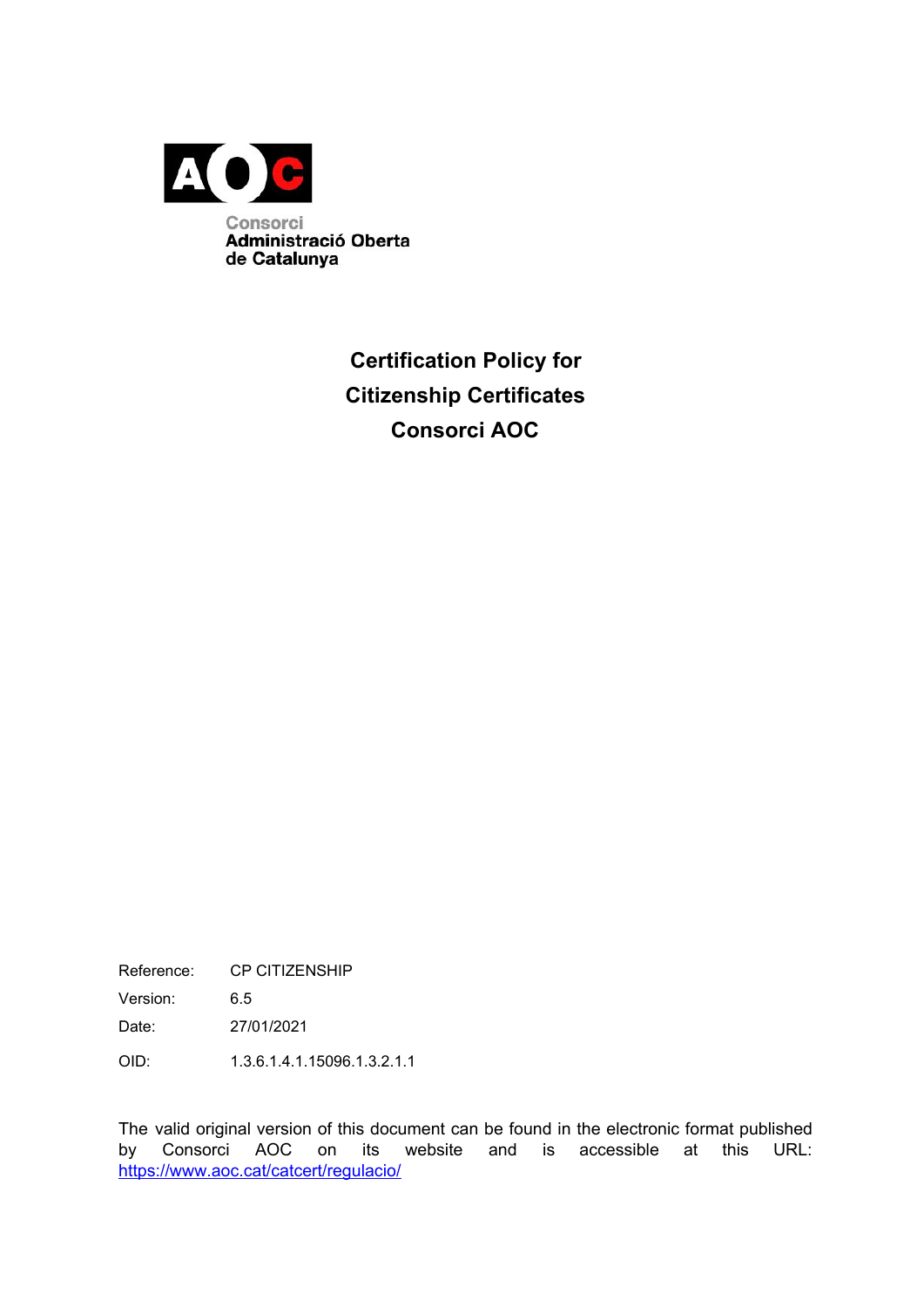Consorci
Administració Oberta
de Catalunya

# Certification Policy for Citizenship Certificates Consorci AOC

| | |
|---|---|
| Reference: | CP CITIZENSHIP |
| Version: | 6.5 |
| Date: | 27/01/2021 |
| OID: | 1.3.6.1.4.1.15096.1.3.2.1.1 |

The valid original version of this document can be found in the electronic format published by Consorci AOC on its website and is accessible at this URL: https://www.aoc.cat/catcert/regulacio/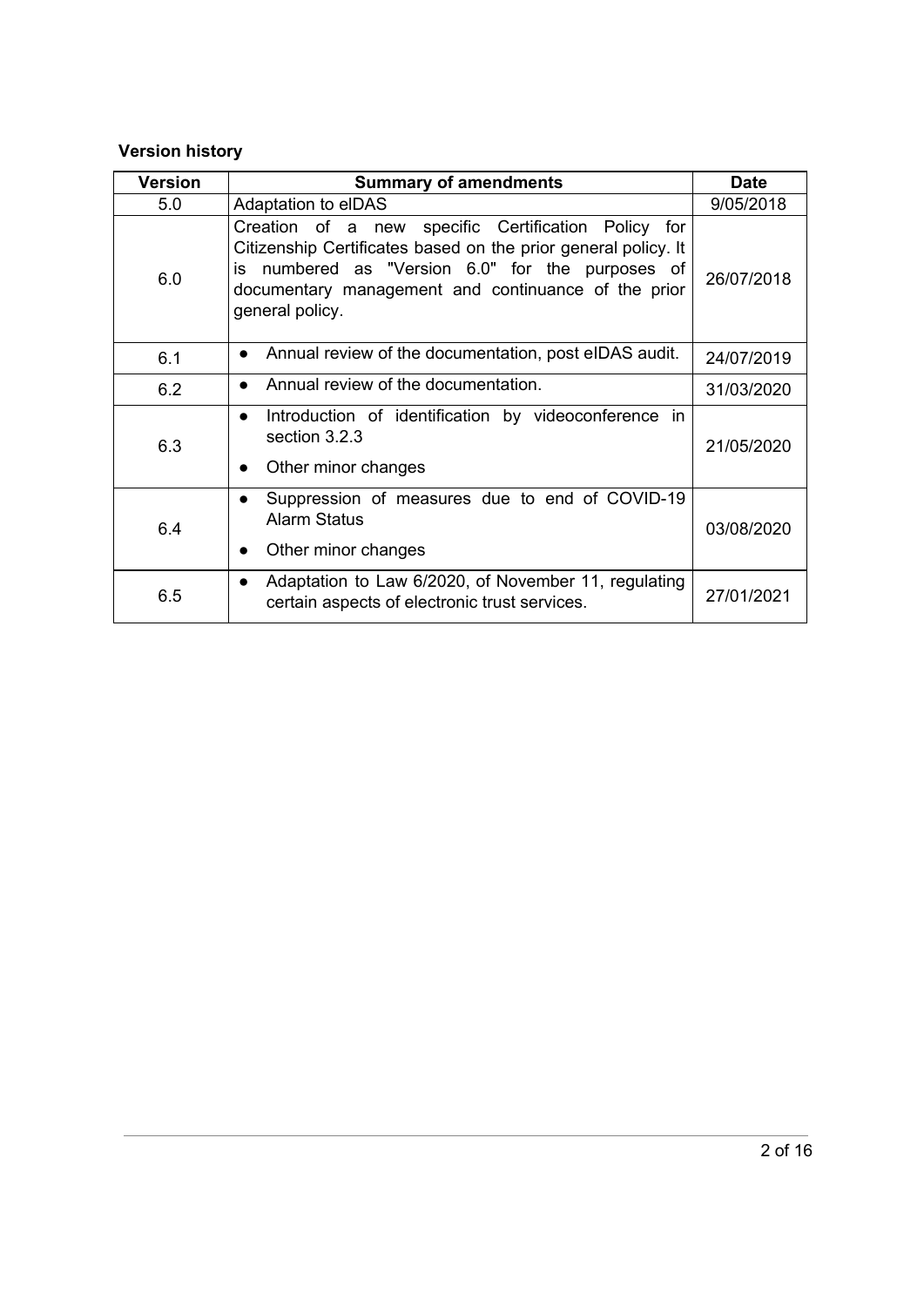**Version history**

| Version | Summary of amendments | Date |
|---|---|---|
| 5.0 | Adaptation to eIDAS | 9/05/2018 |
| 6.0 | Creation of a new specific Certification Policy for Citizenship Certificates based on the prior general policy. It is numbered as "Version 6.0" for the purposes of documentary management and continuance of the prior general policy. | 26/07/2018 |
| 6.1 | • Annual review of the documentation, post eIDAS audit. | 24/07/2019 |
| 6.2 | • Annual review of the documentation. | 31/03/2020 |
| 6.3 | • Introduction of identification by videoconference in section 3.2.3<br>• Other minor changes | 21/05/2020 |
| 6.4 | • Suppression of measures due to end of COVID-19 Alarm Status<br>• Other minor changes | 03/08/2020 |
| 6.5 | • Adaptation to Law 6/2020, of November 11, regulating certain aspects of electronic trust services. | 27/01/2021 |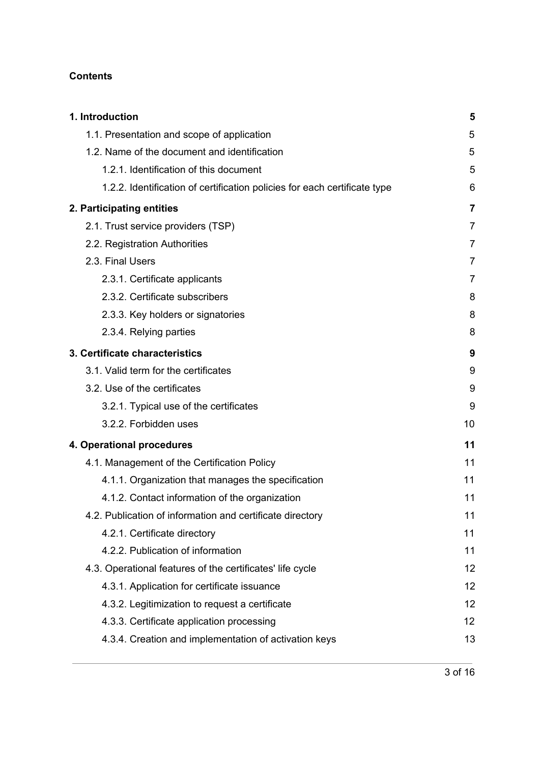**Contents**

| | |
|---|---|
| **1. Introduction** | **5** |
| 1.1. Presentation and scope of application | 5 |
| 1.2. Name of the document and identification | 5 |
| 1.2.1. Identification of this document | 5 |
| 1.2.2. Identification of certification policies for each certificate type | 6 |
| **2. Participating entities** | **7** |
| 2.1. Trust service providers (TSP) | 7 |
| 2.2. Registration Authorities | 7 |
| 2.3. Final Users | 7 |
| 2.3.1. Certificate applicants | 7 |
| 2.3.2. Certificate subscribers | 8 |
| 2.3.3. Key holders or signatories | 8 |
| 2.3.4. Relying parties | 8 |
| **3. Certificate characteristics** | **9** |
| 3.1. Valid term for the certificates | 9 |
| 3.2. Use of the certificates | 9 |
| 3.2.1. Typical use of the certificates | 9 |
| 3.2.2. Forbidden uses | 10 |
| **4. Operational procedures** | **11** |
| 4.1. Management of the Certification Policy | 11 |
| 4.1.1. Organization that manages the specification | 11 |
| 4.1.2. Contact information of the organization | 11 |
| 4.2. Publication of information and certificate directory | 11 |
| 4.2.1. Certificate directory | 11 |
| 4.2.2. Publication of information | 11 |
| 4.3. Operational features of the certificates' life cycle | 12 |
| 4.3.1. Application for certificate issuance | 12 |
| 4.3.2. Legitimization to request a certificate | 12 |
| 4.3.3. Certificate application processing | 12 |
| 4.3.4. Creation and implementation of activation keys | 13 |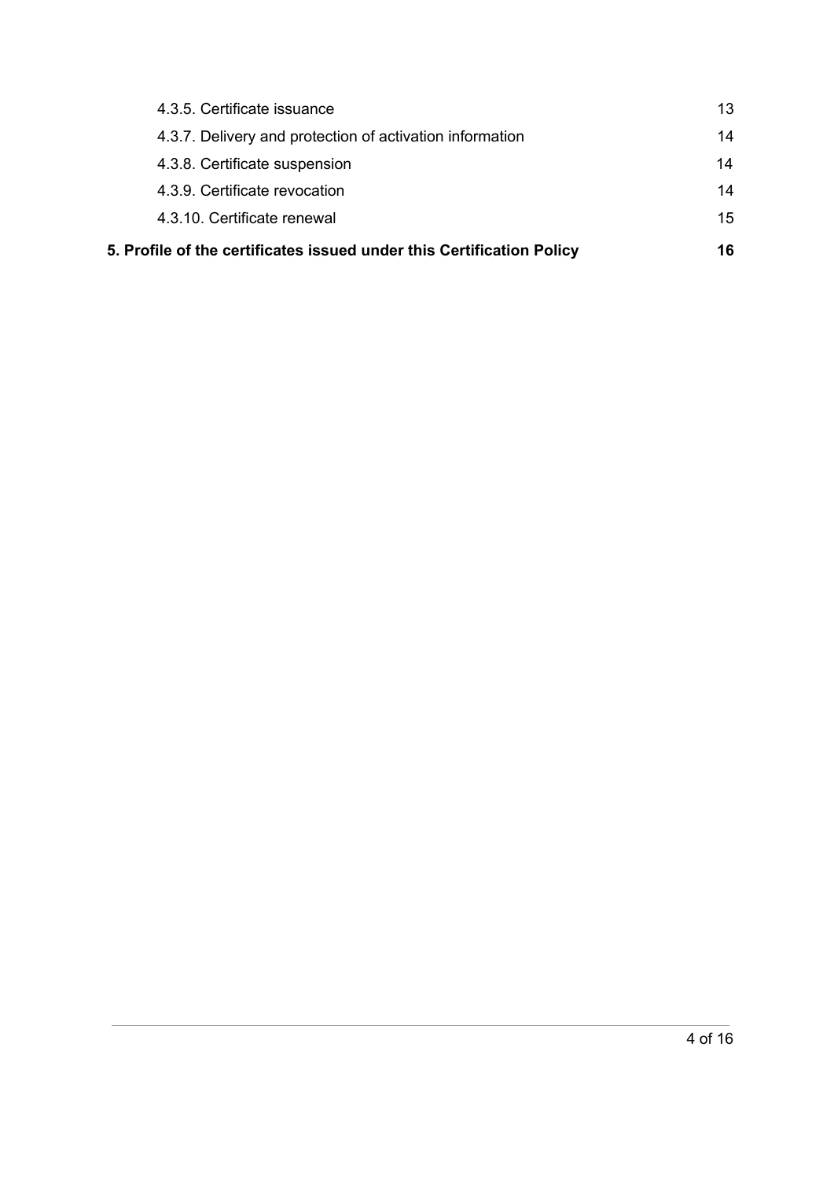4.3.5. Certificate issuance 13

4.3.7. Delivery and protection of activation information 14

4.3.8. Certificate suspension 14

4.3.9. Certificate revocation 14

4.3.10. Certificate renewal 15

**5. Profile of the certificates issued under this Certification Policy 16**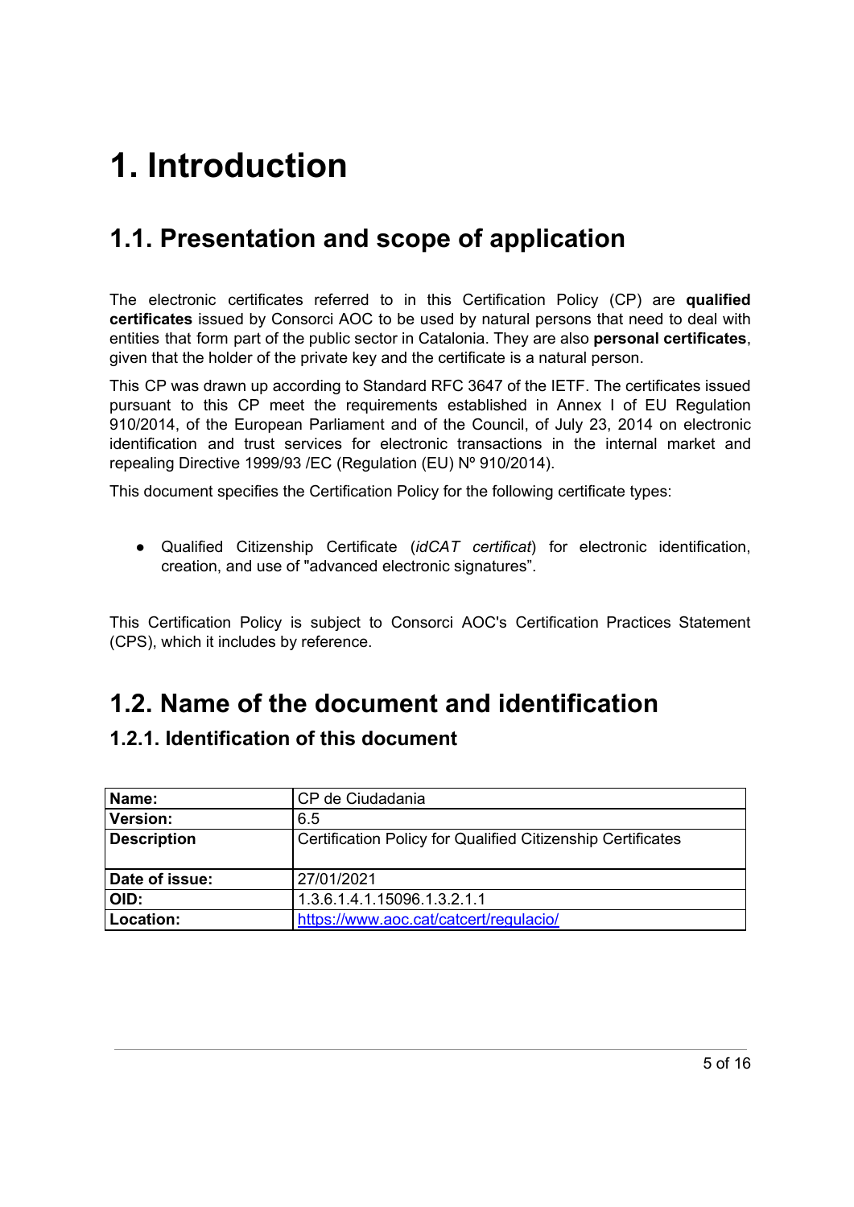# 1. Introduction

## 1.1. Presentation and scope of application

The electronic certificates referred to in this Certification Policy (CP) are **qualified certificates** issued by Consorci AOC to be used by natural persons that need to deal with entities that form part of the public sector in Catalonia. They are also **personal certificates**, given that the holder of the private key and the certificate is a natural person.

This CP was drawn up according to Standard RFC 3647 of the IETF. The certificates issued pursuant to this CP meet the requirements established in Annex I of EU Regulation 910/2014, of the European Parliament and of the Council, of July 23, 2014 on electronic identification and trust services for electronic transactions in the internal market and repealing Directive 1999/93 /EC (Regulation (EU) Nº 910/2014).

This document specifies the Certification Policy for the following certificate types:

- Qualified Citizenship Certificate (*idCAT certificat*) for electronic identification, creation, and use of "advanced electronic signatures".

This Certification Policy is subject to Consorci AOC's Certification Practices Statement (CPS), which it includes by reference.

## 1.2. Name of the document and identification

### 1.2.1. Identification of this document

| **Name:** | CP de Ciudadania |
|---|---|
| **Version:** | 6.5 |
| **Description** | Certification Policy for Qualified Citizenship Certificates |
| **Date of issue:** | 27/01/2021 |
| **OID:** | 1.3.6.1.4.1.15096.1.3.2.1.1 |
| **Location:** | https://www.aoc.cat/catcert/regulacio/ |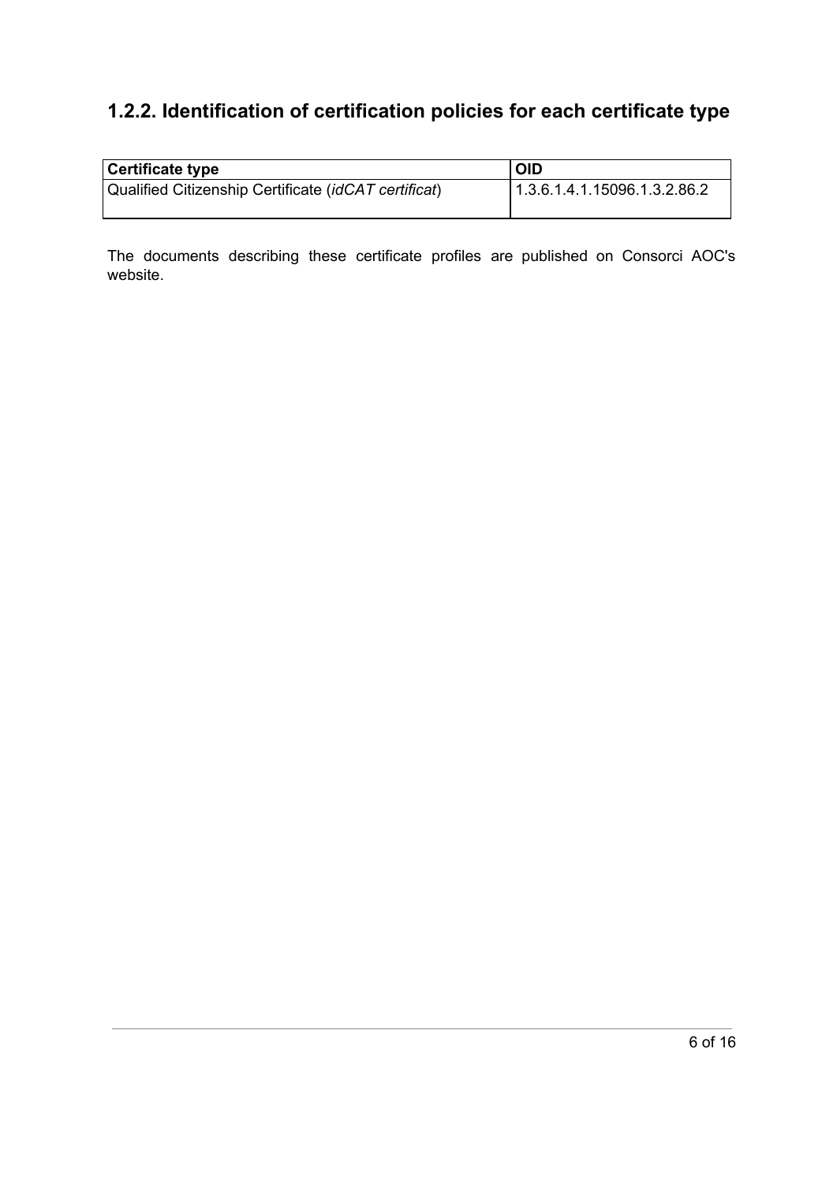## 1.2.2. Identification of certification policies for each certificate type

| Certificate type | OID |
| --- | --- |
| Qualified Citizenship Certificate (*idCAT certificat*) | 1.3.6.1.4.1.15096.1.3.2.86.2 |

The documents describing these certificate profiles are published on Consorci AOC's website.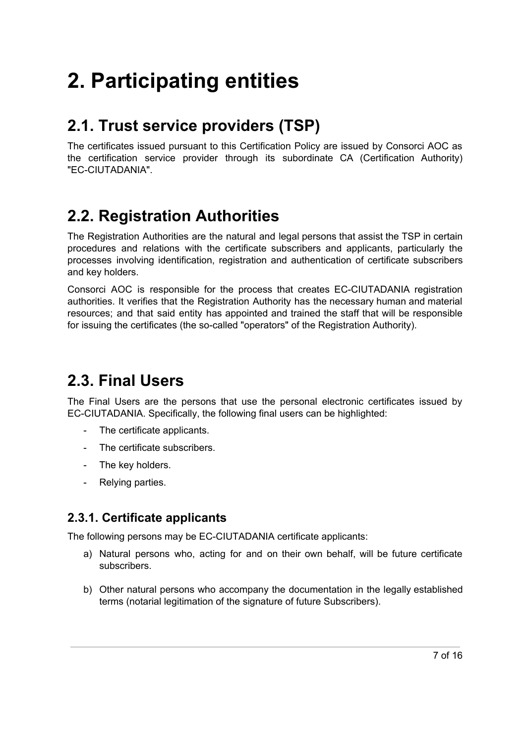# 2. Participating entities

## 2.1. Trust service providers (TSP)

The certificates issued pursuant to this Certification Policy are issued by Consorci AOC as the certification service provider through its subordinate CA (Certification Authority) "EC-CIUTADANIA".

## 2.2. Registration Authorities

The Registration Authorities are the natural and legal persons that assist the TSP in certain procedures and relations with the certificate subscribers and applicants, particularly the processes involving identification, registration and authentication of certificate subscribers and key holders.

Consorci AOC is responsible for the process that creates EC-CIUTADANIA registration authorities. It verifies that the Registration Authority has the necessary human and material resources; and that said entity has appointed and trained the staff that will be responsible for issuing the certificates (the so-called "operators" of the Registration Authority).

## 2.3. Final Users

The Final Users are the persons that use the personal electronic certificates issued by EC-CIUTADANIA. Specifically, the following final users can be highlighted:

- The certificate applicants.
- The certificate subscribers.
- The key holders.
- Relying parties.

### 2.3.1. Certificate applicants

The following persons may be EC-CIUTADANIA certificate applicants:

a) Natural persons who, acting for and on their own behalf, will be future certificate subscribers.

b) Other natural persons who accompany the documentation in the legally established terms (notarial legitimation of the signature of future Subscribers).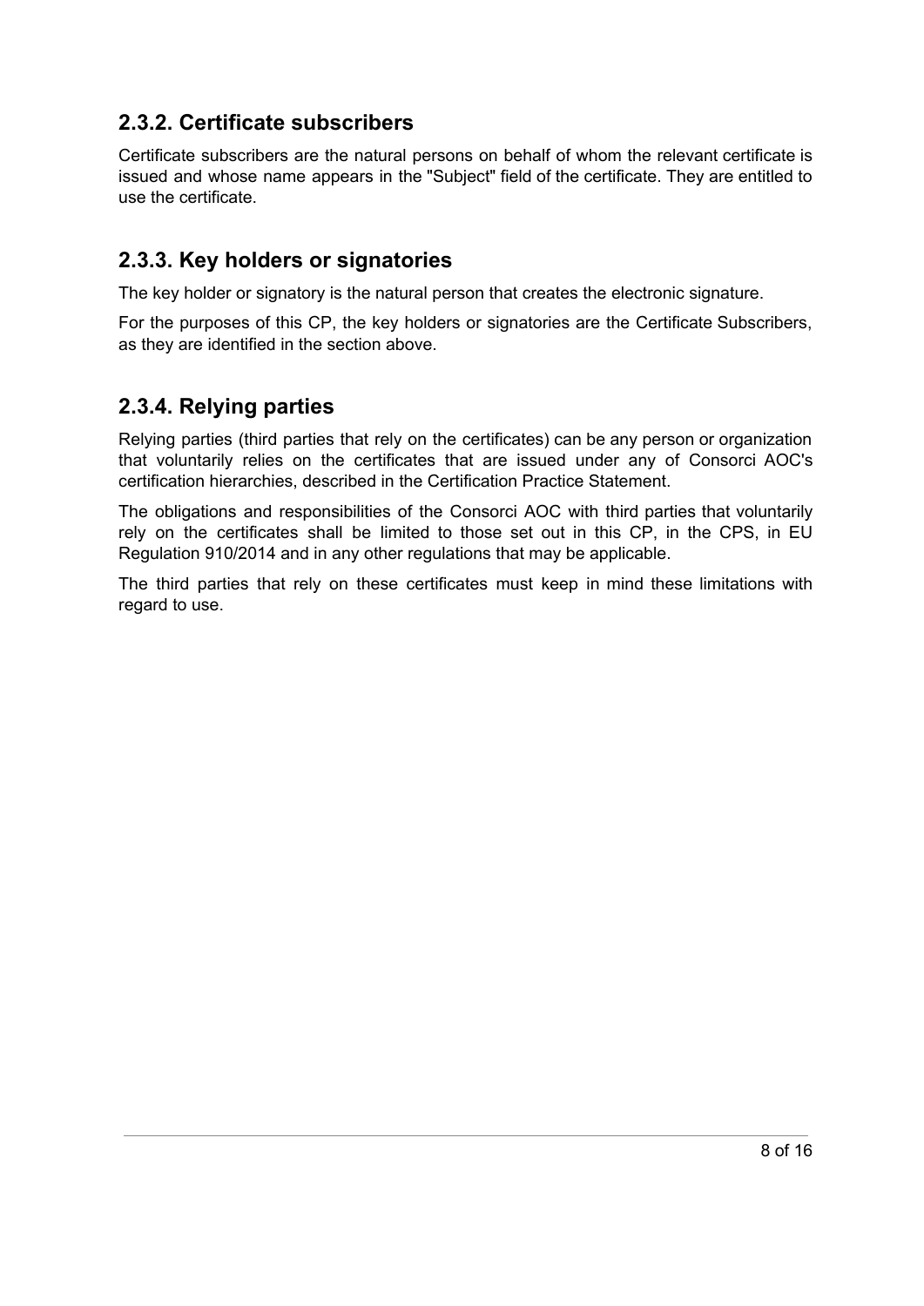### 2.3.2. Certificate subscribers

Certificate subscribers are the natural persons on behalf of whom the relevant certificate is issued and whose name appears in the "Subject" field of the certificate. They are entitled to use the certificate.

### 2.3.3. Key holders or signatories

The key holder or signatory is the natural person that creates the electronic signature.

For the purposes of this CP, the key holders or signatories are the Certificate Subscribers, as they are identified in the section above.

### 2.3.4. Relying parties

Relying parties (third parties that rely on the certificates) can be any person or organization that voluntarily relies on the certificates that are issued under any of Consorci AOC's certification hierarchies, described in the Certification Practice Statement.

The obligations and responsibilities of the Consorci AOC with third parties that voluntarily rely on the certificates shall be limited to those set out in this CP, in the CPS, in EU Regulation 910/2014 and in any other regulations that may be applicable.

The third parties that rely on these certificates must keep in mind these limitations with regard to use.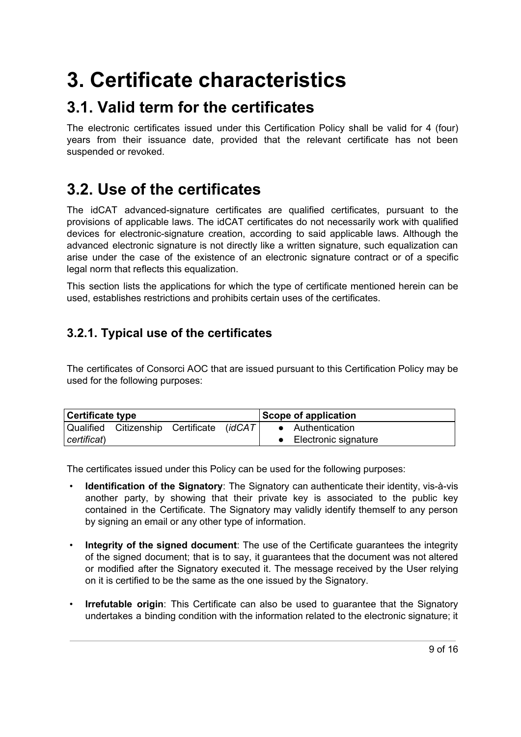# 3. Certificate characteristics

## 3.1. Valid term for the certificates

The electronic certificates issued under this Certification Policy shall be valid for 4 (four) years from their issuance date, provided that the relevant certificate has not been suspended or revoked.

## 3.2. Use of the certificates

The idCAT advanced-signature certificates are qualified certificates, pursuant to the provisions of applicable laws. The idCAT certificates do not necessarily work with qualified devices for electronic-signature creation, according to said applicable laws. Although the advanced electronic signature is not directly like a written signature, such equalization can arise under the case of the existence of an electronic signature contract or of a specific legal norm that reflects this equalization.

This section lists the applications for which the type of certificate mentioned herein can be used, establishes restrictions and prohibits certain uses of the certificates.

### 3.2.1. Typical use of the certificates

The certificates of Consorci AOC that are issued pursuant to this Certification Policy may be used for the following purposes:

| Certificate type | Scope of application |
|---|---|
| Qualified Citizenship Certificate (*idCAT certificat*) | • Authentication<br>• Electronic signature |

The certificates issued under this Policy can be used for the following purposes:

- **Identification of the Signatory**: The Signatory can authenticate their identity, vis-à-vis another party, by showing that their private key is associated to the public key contained in the Certificate. The Signatory may validly identify themself to any person by signing an email or any other type of information.
- **Integrity of the signed document**: The use of the Certificate guarantees the integrity of the signed document; that is to say, it guarantees that the document was not altered or modified after the Signatory executed it. The message received by the User relying on it is certified to be the same as the one issued by the Signatory.
- **Irrefutable origin**: This Certificate can also be used to guarantee that the Signatory undertakes a binding condition with the information related to the electronic signature; it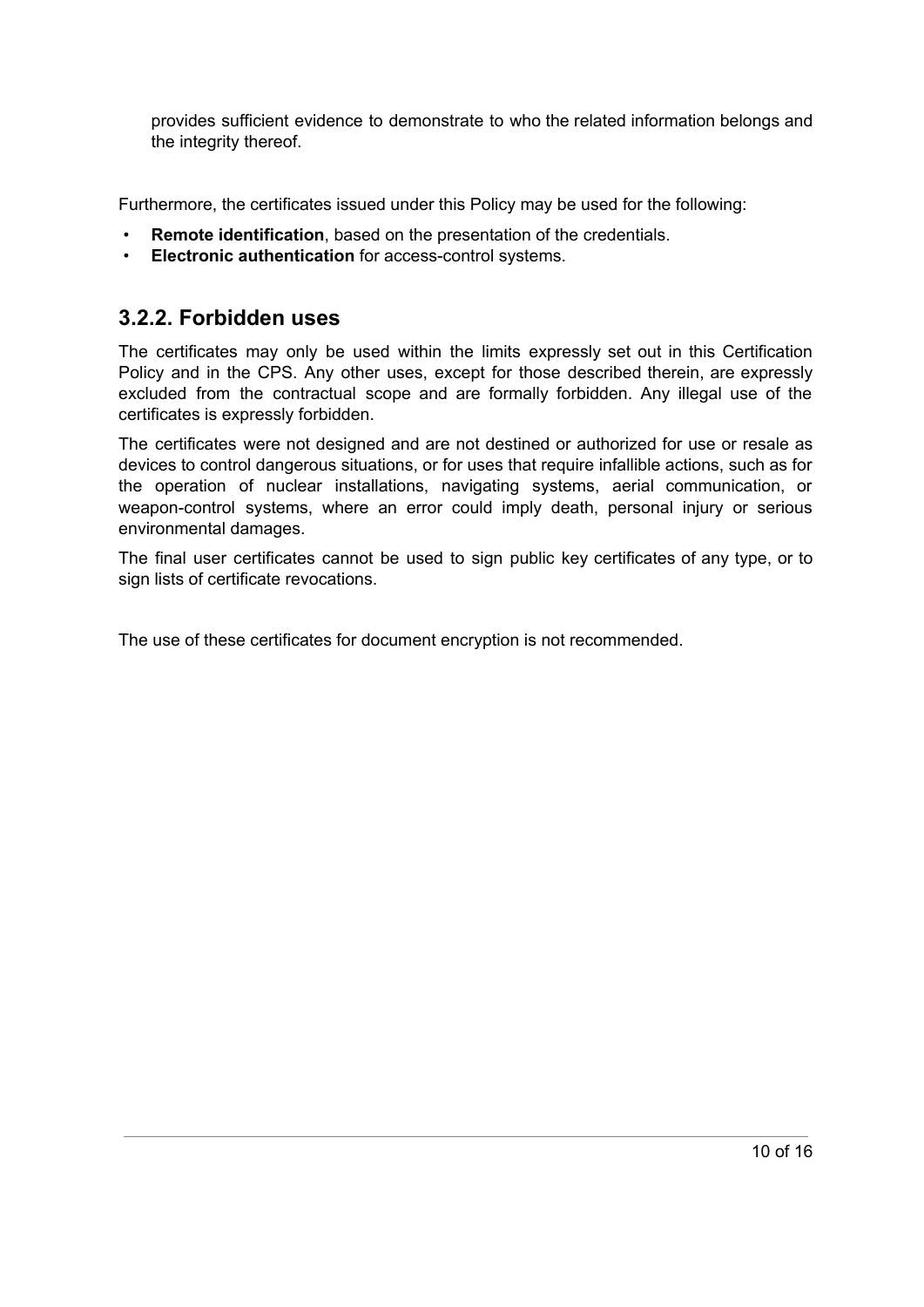provides sufficient evidence to demonstrate to who the related information belongs and the integrity thereof.

Furthermore, the certificates issued under this Policy may be used for the following:

- **Remote identification**, based on the presentation of the credentials.
- **Electronic authentication** for access-control systems.

### 3.2.2. Forbidden uses

The certificates may only be used within the limits expressly set out in this Certification Policy and in the CPS. Any other uses, except for those described therein, are expressly excluded from the contractual scope and are formally forbidden. Any illegal use of the certificates is expressly forbidden.

The certificates were not designed and are not destined or authorized for use or resale as devices to control dangerous situations, or for uses that require infallible actions, such as for the operation of nuclear installations, navigating systems, aerial communication, or weapon-control systems, where an error could imply death, personal injury or serious environmental damages.

The final user certificates cannot be used to sign public key certificates of any type, or to sign lists of certificate revocations.

The use of these certificates for document encryption is not recommended.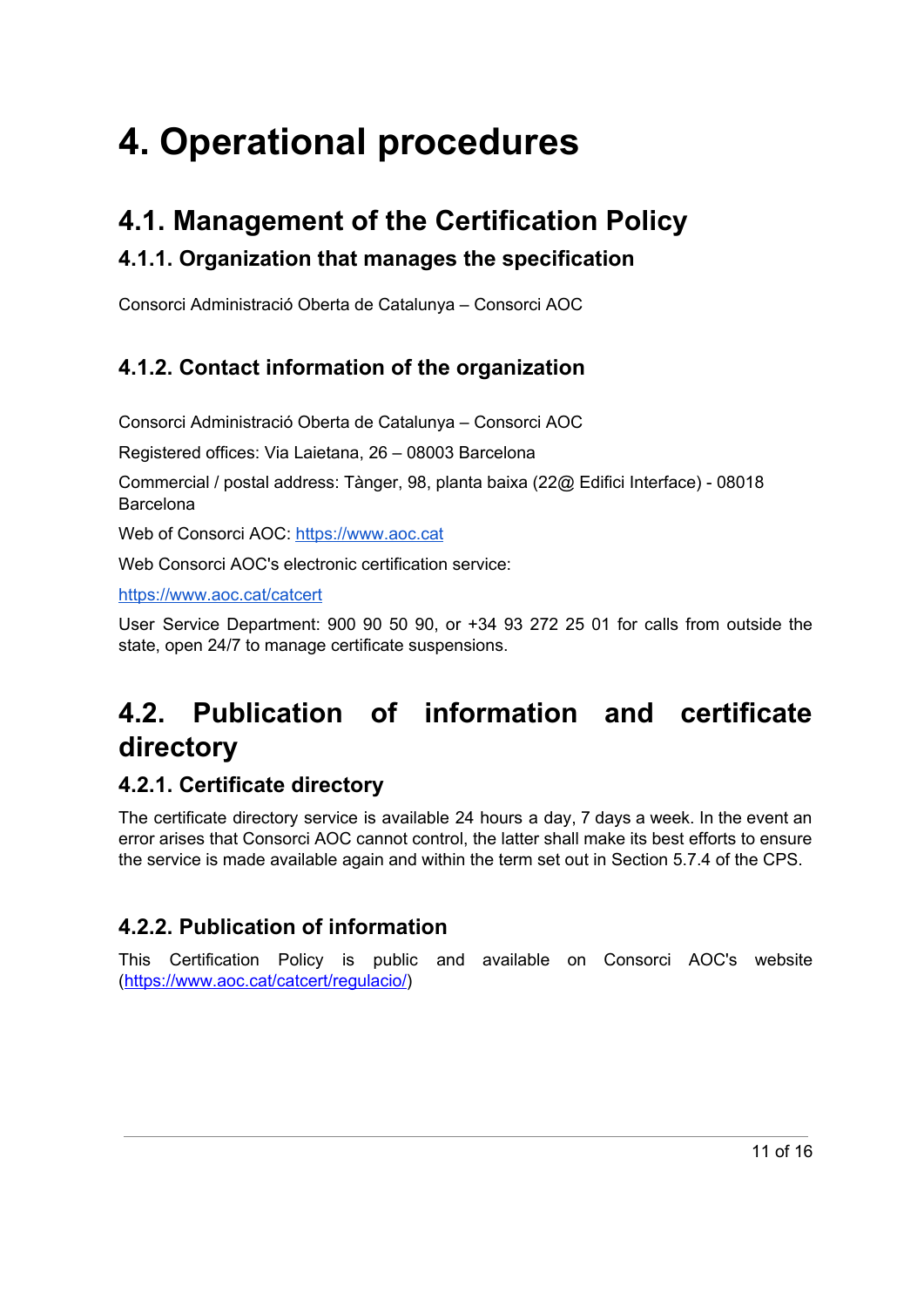# 4. Operational procedures

## 4.1. Management of the Certification Policy

### 4.1.1. Organization that manages the specification

Consorci Administració Oberta de Catalunya – Consorci AOC

### 4.1.2. Contact information of the organization

Consorci Administració Oberta de Catalunya – Consorci AOC

Registered offices: Via Laietana, 26 – 08003 Barcelona

Commercial / postal address: Tànger, 98, planta baixa (22@ Edifici Interface) - 08018 Barcelona

Web of Consorci AOC: [https://www.aoc.cat](https://www.aoc.cat)

Web Consorci AOC's electronic certification service:

[https://www.aoc.cat/catcert](https://www.aoc.cat/catcert)

User Service Department: 900 90 50 90, or +34 93 272 25 01 for calls from outside the state, open 24/7 to manage certificate suspensions.

## 4.2. Publication of information and certificate directory

### 4.2.1. Certificate directory

The certificate directory service is available 24 hours a day, 7 days a week. In the event an error arises that Consorci AOC cannot control, the latter shall make its best efforts to ensure the service is made available again and within the term set out in Section 5.7.4 of the CPS.

### 4.2.2. Publication of information

This Certification Policy is public and available on Consorci AOC's website ([https://www.aoc.cat/catcert/regulacio/](https://www.aoc.cat/catcert/regulacio/))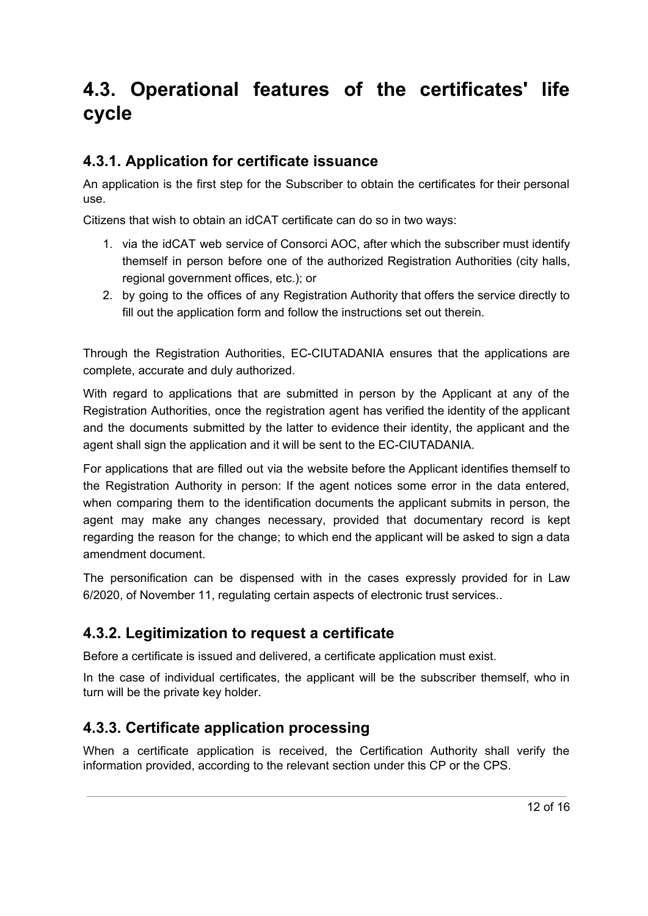## 4.3. Operational features of the certificates' life cycle

### 4.3.1. Application for certificate issuance

An application is the first step for the Subscriber to obtain the certificates for their personal use.

Citizens that wish to obtain an idCAT certificate can do so in two ways:

1. via the idCAT web service of Consorci AOC, after which the subscriber must identify themself in person before one of the authorized Registration Authorities (city halls, regional government offices, etc.); or
2. by going to the offices of any Registration Authority that offers the service directly to fill out the application form and follow the instructions set out therein.

Through the Registration Authorities, EC-CIUTADANIA ensures that the applications are complete, accurate and duly authorized.

With regard to applications that are submitted in person by the Applicant at any of the Registration Authorities, once the registration agent has verified the identity of the applicant and the documents submitted by the latter to evidence their identity, the applicant and the agent shall sign the application and it will be sent to the EC-CIUTADANIA.

For applications that are filled out via the website before the Applicant identifies themself to the Registration Authority in person: If the agent notices some error in the data entered, when comparing them to the identification documents the applicant submits in person, the agent may make any changes necessary, provided that documentary record is kept regarding the reason for the change; to which end the applicant will be asked to sign a data amendment document.

The personification can be dispensed with in the cases expressly provided for in Law 6/2020, of November 11, regulating certain aspects of electronic trust services..

### 4.3.2. Legitimization to request a certificate

Before a certificate is issued and delivered, a certificate application must exist.

In the case of individual certificates, the applicant will be the subscriber themself, who in turn will be the private key holder.

### 4.3.3. Certificate application processing

When a certificate application is received, the Certification Authority shall verify the information provided, according to the relevant section under this CP or the CPS.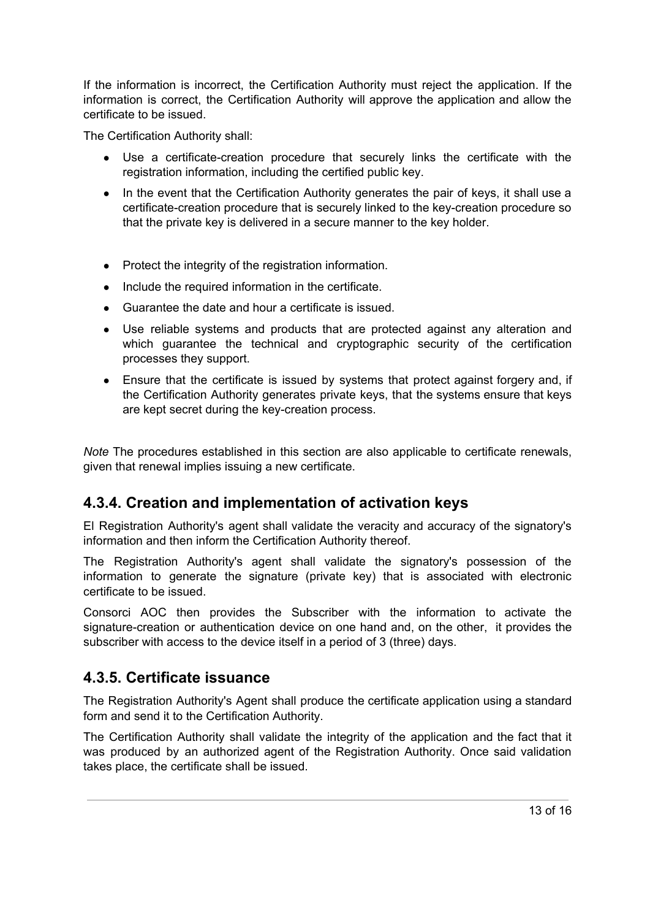If the information is incorrect, the Certification Authority must reject the application. If the information is correct, the Certification Authority will approve the application and allow the certificate to be issued.

The Certification Authority shall:

- Use a certificate-creation procedure that securely links the certificate with the registration information, including the certified public key.
- In the event that the Certification Authority generates the pair of keys, it shall use a certificate-creation procedure that is securely linked to the key-creation procedure so that the private key is delivered in a secure manner to the key holder.
- Protect the integrity of the registration information.
- Include the required information in the certificate.
- Guarantee the date and hour a certificate is issued.
- Use reliable systems and products that are protected against any alteration and which guarantee the technical and cryptographic security of the certification processes they support.
- Ensure that the certificate is issued by systems that protect against forgery and, if the Certification Authority generates private keys, that the systems ensure that keys are kept secret during the key-creation process.

*Note* The procedures established in this section are also applicable to certificate renewals, given that renewal implies issuing a new certificate.

## 4.3.4. Creation and implementation of activation keys

El Registration Authority's agent shall validate the veracity and accuracy of the signatory's information and then inform the Certification Authority thereof.

The Registration Authority's agent shall validate the signatory's possession of the information to generate the signature (private key) that is associated with electronic certificate to be issued.

Consorci AOC then provides the Subscriber with the information to activate the signature-creation or authentication device on one hand and, on the other, it provides the subscriber with access to the device itself in a period of 3 (three) days.

## 4.3.5. Certificate issuance

The Registration Authority's Agent shall produce the certificate application using a standard form and send it to the Certification Authority.

The Certification Authority shall validate the integrity of the application and the fact that it was produced by an authorized agent of the Registration Authority. Once said validation takes place, the certificate shall be issued.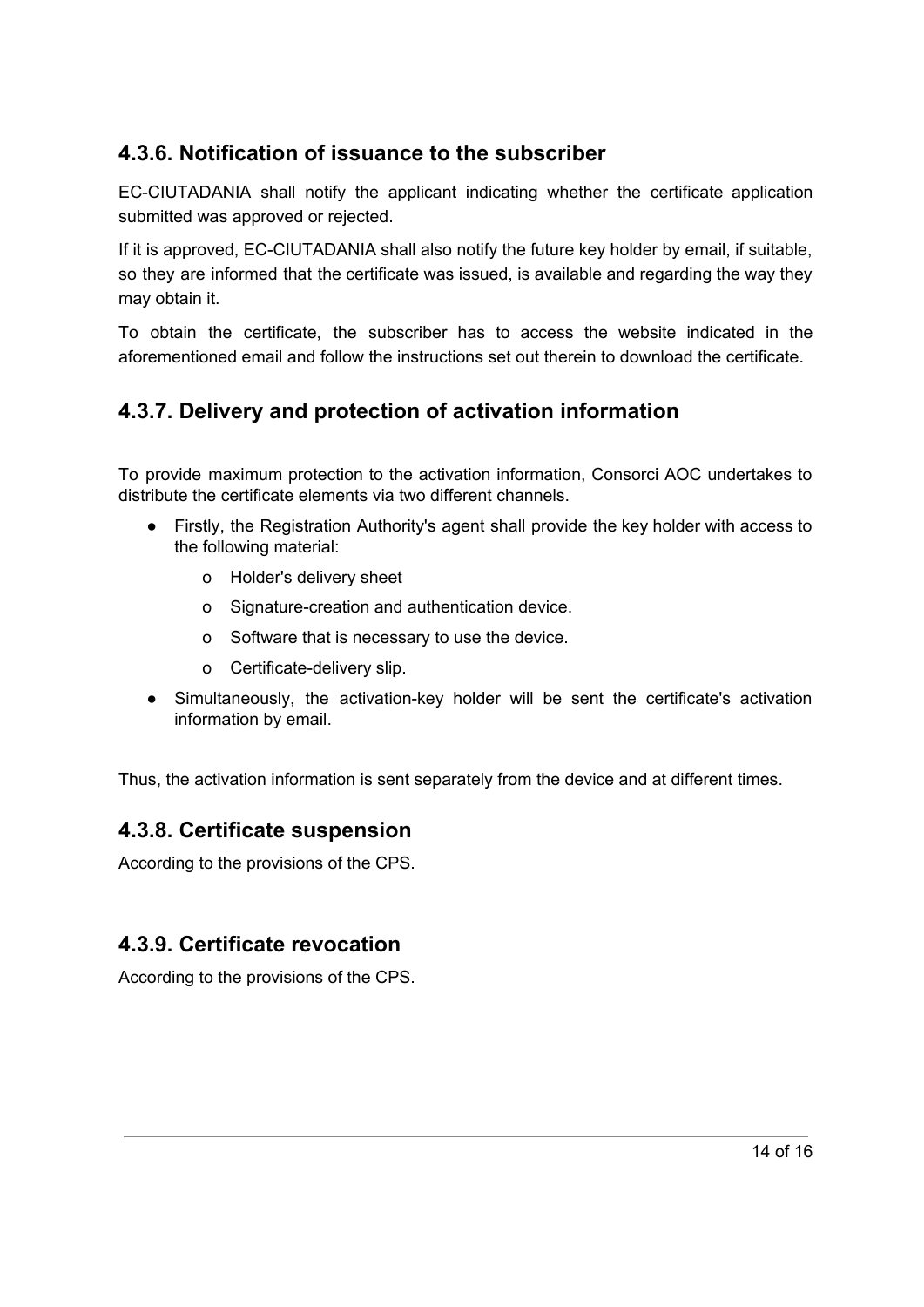### 4.3.6. Notification of issuance to the subscriber

EC-CIUTADANIA shall notify the applicant indicating whether the certificate application submitted was approved or rejected.

If it is approved, EC-CIUTADANIA shall also notify the future key holder by email, if suitable, so they are informed that the certificate was issued, is available and regarding the way they may obtain it.

To obtain the certificate, the subscriber has to access the website indicated in the aforementioned email and follow the instructions set out therein to download the certificate.

### 4.3.7. Delivery and protection of activation information

To provide maximum protection to the activation information, Consorci AOC undertakes to distribute the certificate elements via two different channels.

- Firstly, the Registration Authority's agent shall provide the key holder with access to the following material:
  - Holder's delivery sheet
  - Signature-creation and authentication device.
  - Software that is necessary to use the device.
  - Certificate-delivery slip.
- Simultaneously, the activation-key holder will be sent the certificate's activation information by email.

Thus, the activation information is sent separately from the device and at different times.

### 4.3.8. Certificate suspension

According to the provisions of the CPS.

### 4.3.9. Certificate revocation

According to the provisions of the CPS.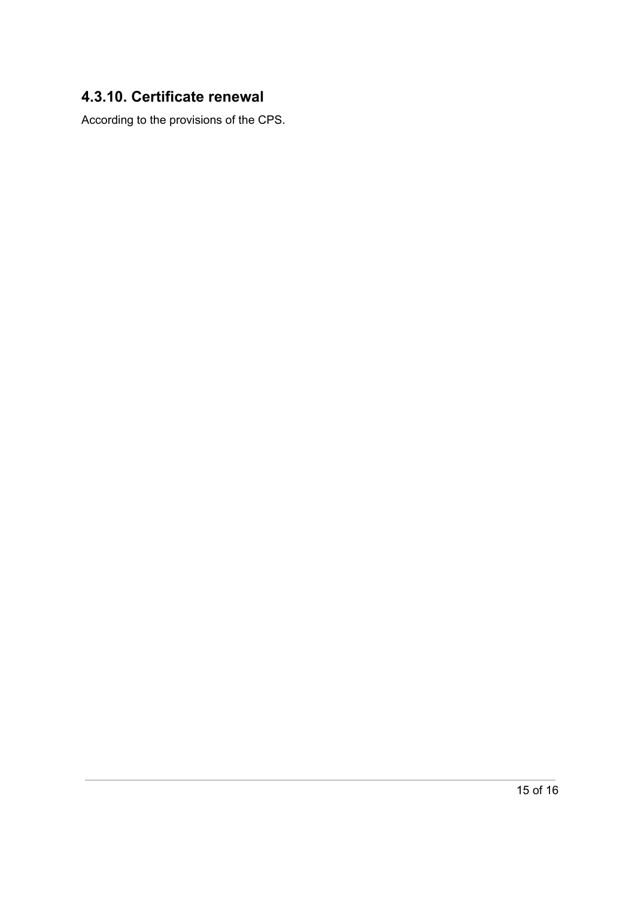### 4.3.10. Certificate renewal

According to the provisions of the CPS.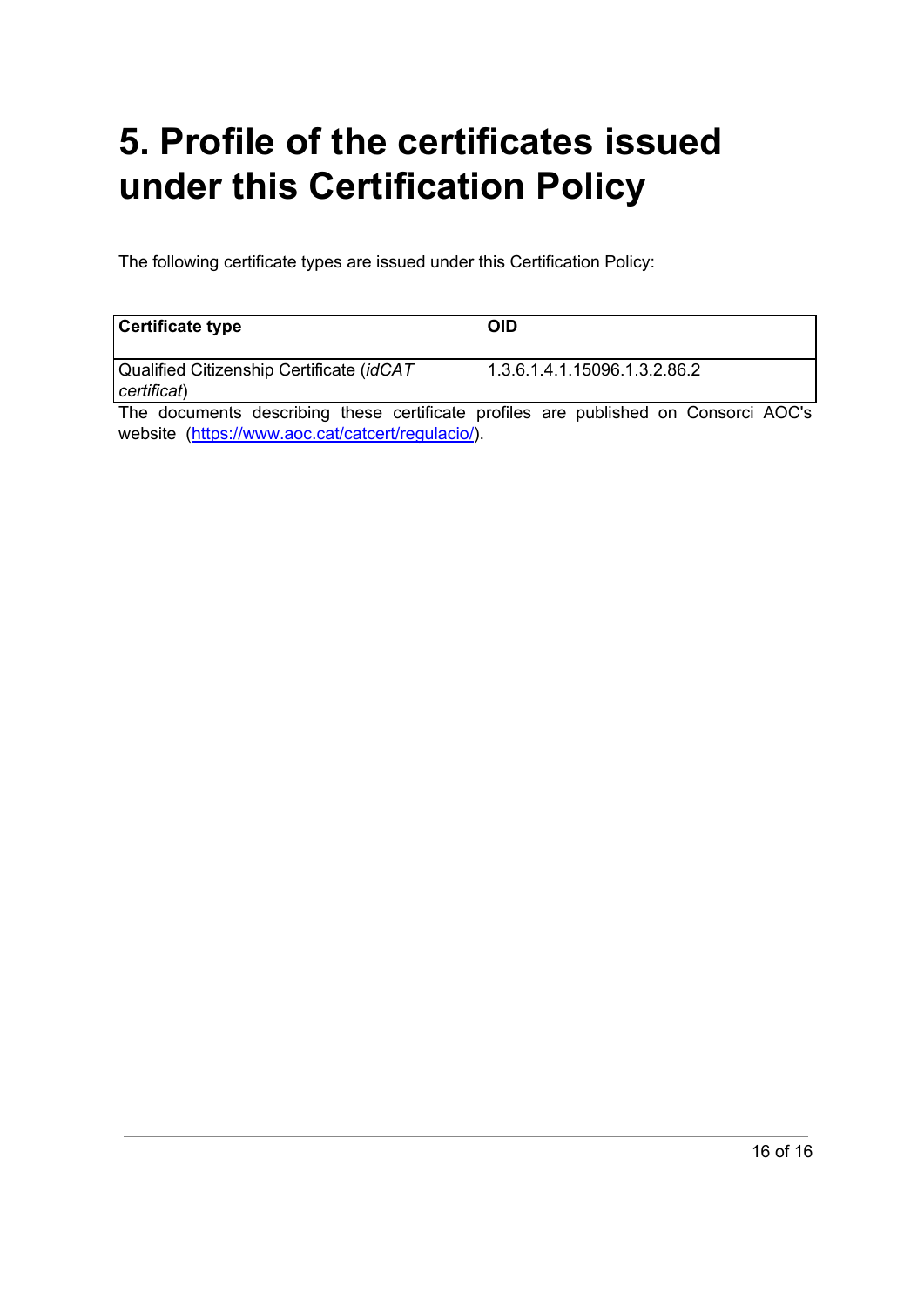# 5. Profile of the certificates issued under this Certification Policy

The following certificate types are issued under this Certification Policy:

| Certificate type | OID |
|---|---|
| Qualified Citizenship Certificate (*idCAT certificat*) | 1.3.6.1.4.1.15096.1.3.2.86.2 |

The documents describing these certificate profiles are published on Consorci AOC's website (https://www.aoc.cat/catcert/regulacio/).